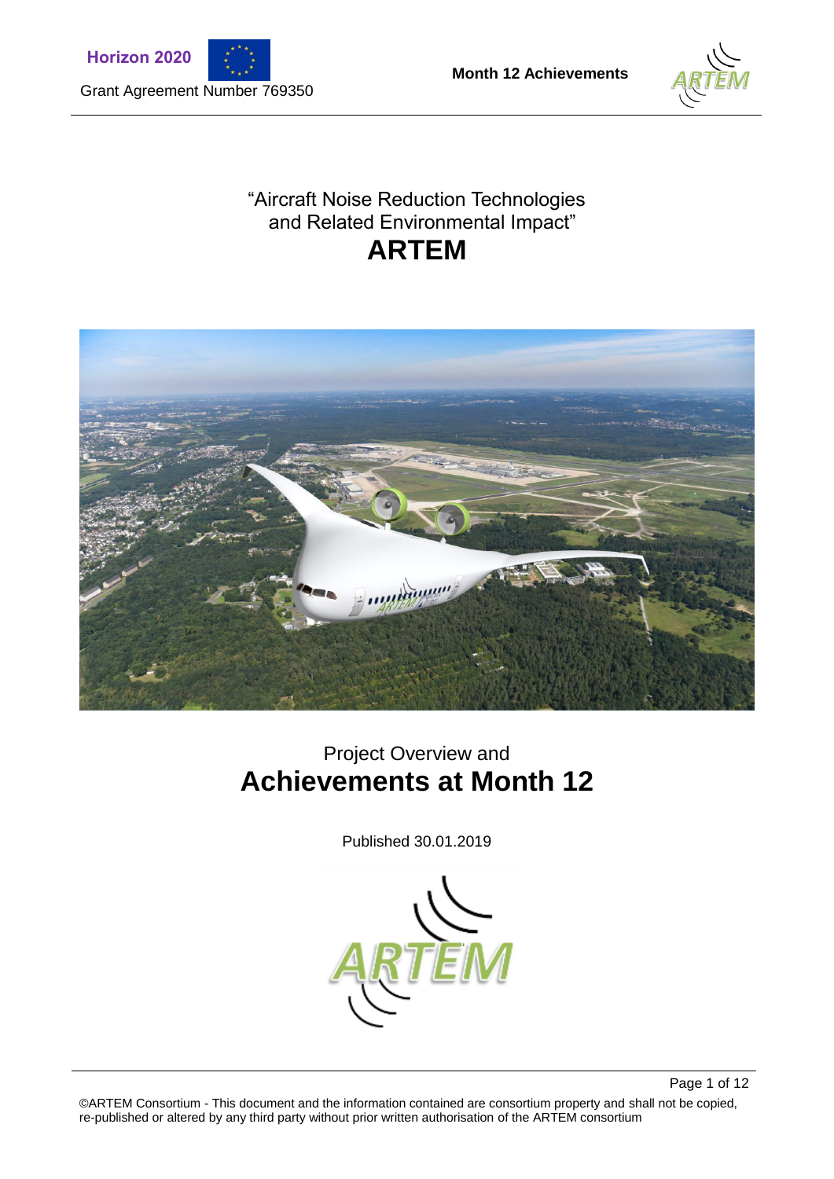Horizon 2020

Grant Agreement Number 769350

“Aircraft Noise Reduction Technologies and Related Environmental Impact”

# ARTEM

Project Overview and

## Achievements at Month 12

Published 30.01.2019

©ARTEM Consortium - This document and the information contained are consortium property and shall not be copied, re-published or altered by any third party without prior written authorisation of the ARTEM consortium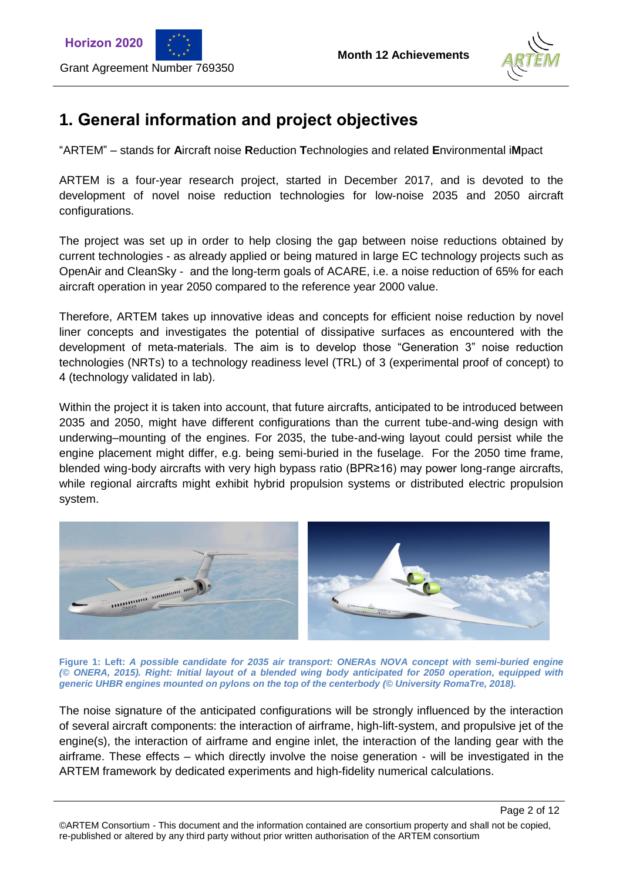# 1. General information and project objectives

"ARTEM" – stands for **A**ircraft noise **R**eduction **T**echnologies and related **E**nvironmental i**M**pact

ARTEM is a four-year research project, started in December 2017, and is devoted to the development of novel noise reduction technologies for low-noise 2035 and 2050 aircraft configurations.

The project was set up in order to help closing the gap between noise reductions obtained by current technologies - as already applied or being matured in large EC technology projects such as OpenAir and CleanSky - and the long-term goals of ACARE, i.e. a noise reduction of 65% for each aircraft operation in year 2050 compared to the reference year 2000 value.

Therefore, ARTEM takes up innovative ideas and concepts for efficient noise reduction by novel liner concepts and investigates the potential of dissipative surfaces as encountered with the development of meta-materials. The aim is to develop those "Generation 3" noise reduction technologies (NRTs) to a technology readiness level (TRL) of 3 (experimental proof of concept) to 4 (technology validated in lab).

Within the project it is taken into account, that future aircrafts, anticipated to be introduced between 2035 and 2050, might have different configurations than the current tube-and-wing design with underwing–mounting of the engines. For 2035, the tube-and-wing layout could persist while the engine placement might differ, e.g. being semi-buried in the fuselage. For the 2050 time frame, blended wing-body aircrafts with very high bypass ratio (BPR≥16) may power long-range aircrafts, while regional aircrafts might exhibit hybrid propulsion systems or distributed electric propulsion system.

**Figure 1:** Left: ***A possible candidate for 2035 air transport: ONERAs NOVA concept with semi-buried engine (© ONERA, 2015). Right: Initial layout of a blended wing body anticipated for 2050 operation, equipped with generic UHBR engines mounted on pylons on the top of the centerbody (© University RomaTre, 2018).***

The noise signature of the anticipated configurations will be strongly influenced by the interaction of several aircraft components: the interaction of airframe, high-lift-system, and propulsive jet of the engine(s), the interaction of airframe and engine inlet, the interaction of the landing gear with the airframe. These effects – which directly involve the noise generation - will be investigated in the ARTEM framework by dedicated experiments and high-fidelity numerical calculations.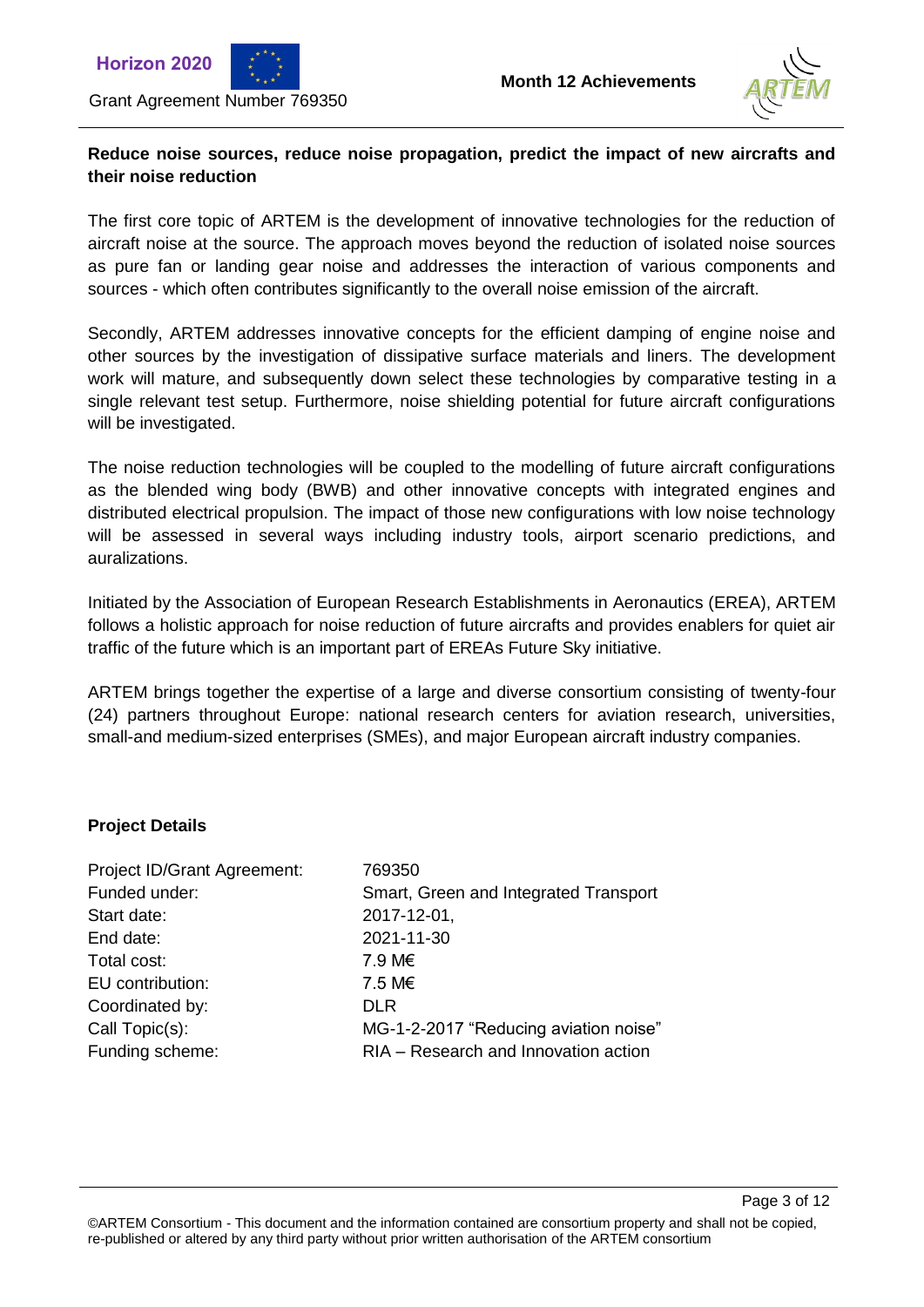**Reduce noise sources, reduce noise propagation, predict the impact of new aircrafts and their noise reduction**

The first core topic of ARTEM is the development of innovative technologies for the reduction of aircraft noise at the source. The approach moves beyond the reduction of isolated noise sources as pure fan or landing gear noise and addresses the interaction of various components and sources - which often contributes significantly to the overall noise emission of the aircraft.

Secondly, ARTEM addresses innovative concepts for the efficient damping of engine noise and other sources by the investigation of dissipative surface materials and liners. The development work will mature, and subsequently down select these technologies by comparative testing in a single relevant test setup. Furthermore, noise shielding potential for future aircraft configurations will be investigated.

The noise reduction technologies will be coupled to the modelling of future aircraft configurations as the blended wing body (BWB) and other innovative concepts with integrated engines and distributed electrical propulsion. The impact of those new configurations with low noise technology will be assessed in several ways including industry tools, airport scenario predictions, and auralizations.

Initiated by the Association of European Research Establishments in Aeronautics (EREA), ARTEM follows a holistic approach for noise reduction of future aircrafts and provides enablers for quiet air traffic of the future which is an important part of EREAs Future Sky initiative.

ARTEM brings together the expertise of a large and diverse consortium consisting of twenty-four (24) partners throughout Europe: national research centers for aviation research, universities, small-and medium-sized enterprises (SMEs), and major European aircraft industry companies.

**Project Details**

| | |
|---|---|
| Project ID/Grant Agreement: | 769350 |
| Funded under: | Smart, Green and Integrated Transport |
| Start date: | 2017-12-01, |
| End date: | 2021-11-30 |
| Total cost: | 7.9 M€ |
| EU contribution: | 7.5 M€ |
| Coordinated by: | DLR |
| Call Topic(s): | MG-1-2-2017 “Reducing aviation noise” |
| Funding scheme: | RIA – Research and Innovation action |

©ARTEM Consortium - This document and the information contained are consortium property and shall not be copied, re-published or altered by any third party without prior written authorisation of the ARTEM consortium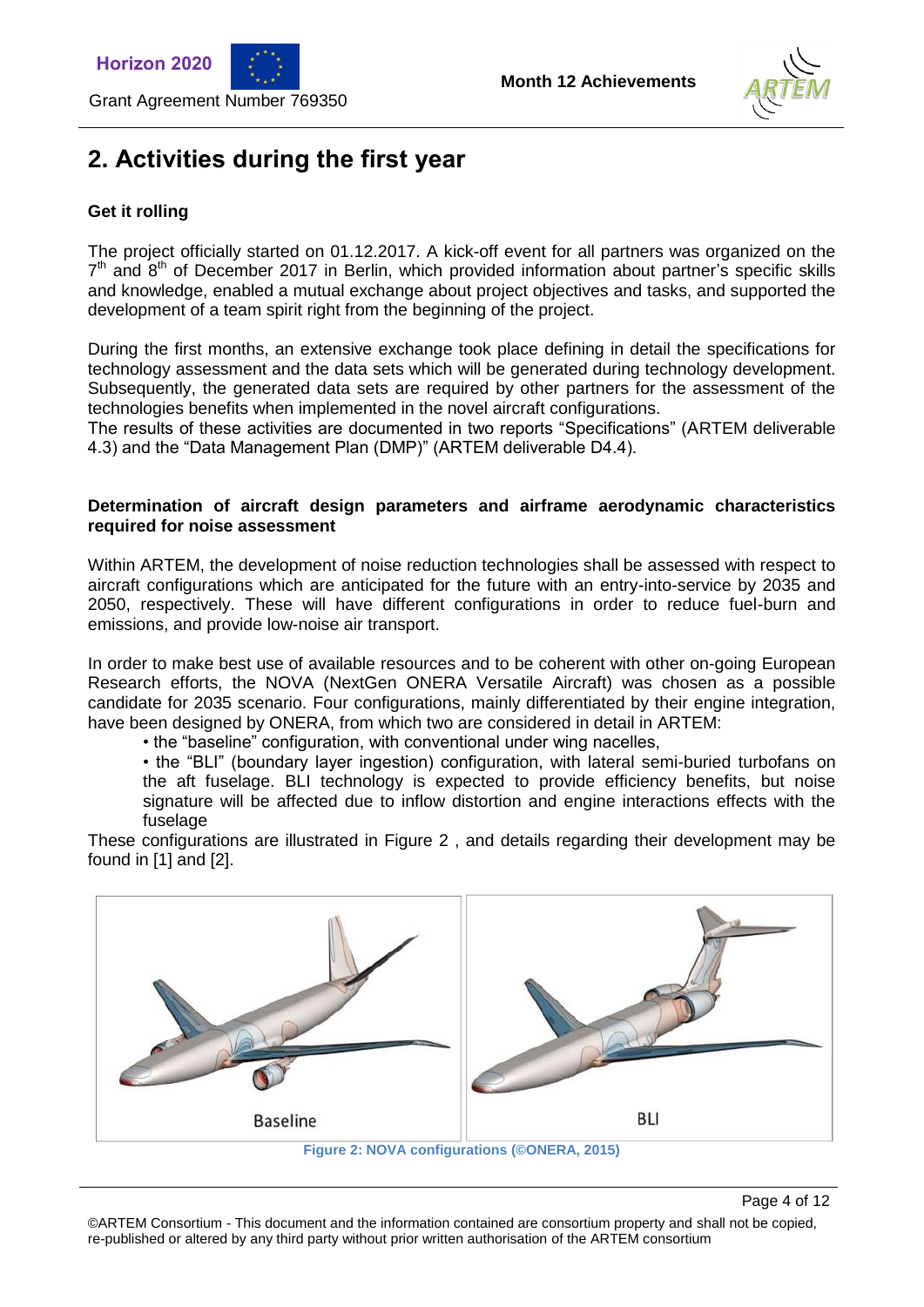## 2. Activities during the first year

**Get it rolling**

The project officially started on 01.12.2017. A kick-off event for all partners was organized on the 7th and 8th of December 2017 in Berlin, which provided information about partner's specific skills and knowledge, enabled a mutual exchange about project objectives and tasks, and supported the development of a team spirit right from the beginning of the project.

During the first months, an extensive exchange took place defining in detail the specifications for technology assessment and the data sets which will be generated during technology development. Subsequently, the generated data sets are required by other partners for the assessment of the technologies benefits when implemented in the novel aircraft configurations.
The results of these activities are documented in two reports "Specifications" (ARTEM deliverable 4.3) and the "Data Management Plan (DMP)" (ARTEM deliverable D4.4).

**Determination of aircraft design parameters and airframe aerodynamic characteristics required for noise assessment**

Within ARTEM, the development of noise reduction technologies shall be assessed with respect to aircraft configurations which are anticipated for the future with an entry-into-service by 2035 and 2050, respectively. These will have different configurations in order to reduce fuel-burn and emissions, and provide low-noise air transport.

In order to make best use of available resources and to be coherent with other on-going European Research efforts, the NOVA (NextGen ONERA Versatile Aircraft) was chosen as a possible candidate for 2035 scenario. Four configurations, mainly differentiated by their engine integration, have been designed by ONERA, from which two are considered in detail in ARTEM:

- the "baseline" configuration, with conventional under wing nacelles,
- the "BLI" (boundary layer ingestion) configuration, with lateral semi-buried turbofans on the aft fuselage. BLI technology is expected to provide efficiency benefits, but noise signature will be affected due to inflow distortion and engine interactions effects with the fuselage

These configurations are illustrated in Figure 2 , and details regarding their development may be found in [1] and [2].

Baseline | BLI

Figure 2: NOVA configurations (©ONERA, 2015)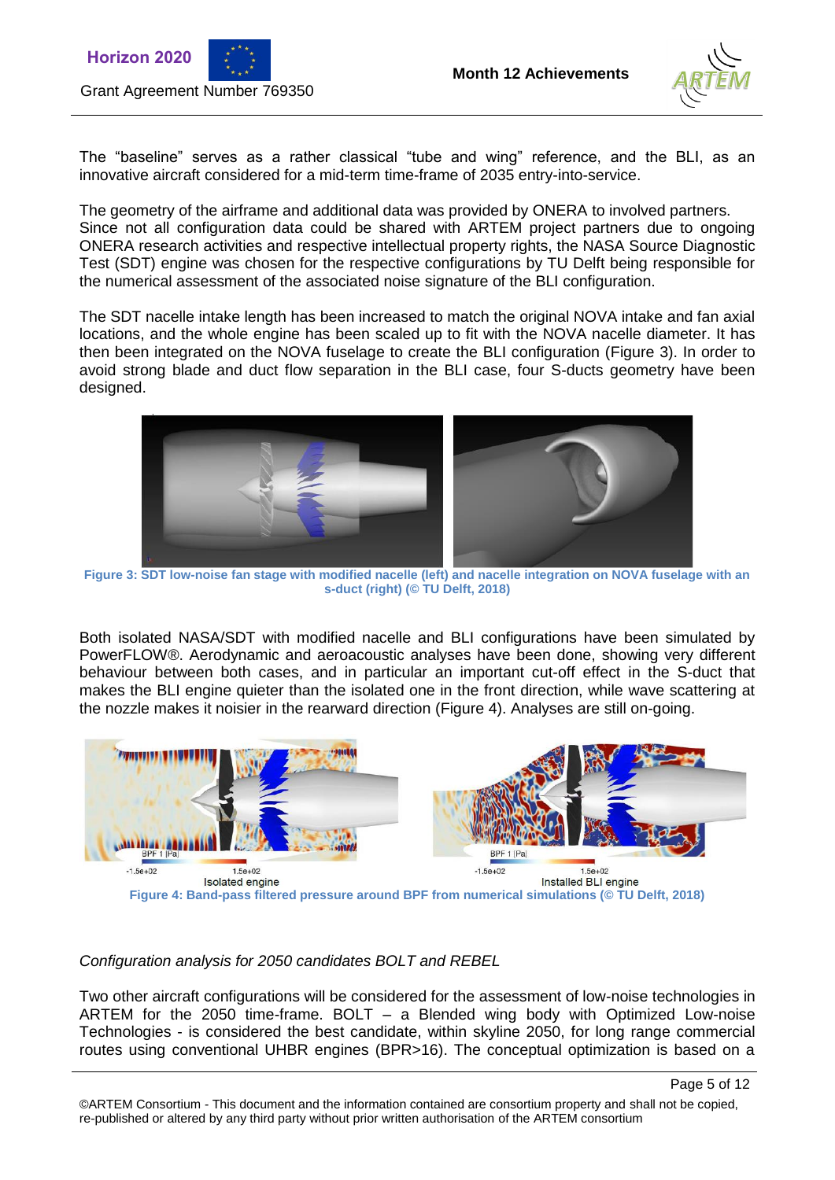The “baseline” serves as a rather classical “tube and wing” reference, and the BLI, as an innovative aircraft considered for a mid-term time-frame of 2035 entry-into-service.

The geometry of the airframe and additional data was provided by ONERA to involved partners. Since not all configuration data could be shared with ARTEM project partners due to ongoing ONERA research activities and respective intellectual property rights, the NASA Source Diagnostic Test (SDT) engine was chosen for the respective configurations by TU Delft being responsible for the numerical assessment of the associated noise signature of the BLI configuration.

The SDT nacelle intake length has been increased to match the original NOVA intake and fan axial locations, and the whole engine has been scaled up to fit with the NOVA nacelle diameter. It has then been integrated on the NOVA fuselage to create the BLI configuration (Figure 3). In order to avoid strong blade and duct flow separation in the BLI case, four S-ducts geometry have been designed.

**Figure 3: SDT low-noise fan stage with modified nacelle (left) and nacelle integration on NOVA fuselage with an s-duct (right) (© TU Delft, 2018)**

Both isolated NASA/SDT with modified nacelle and BLI configurations have been simulated by PowerFLOW®. Aerodynamic and aeroacoustic analyses have been done, showing very different behaviour between both cases, and in particular an important cut-off effect in the S-duct that makes the BLI engine quieter than the isolated one in the front direction, while wave scattering at the nozzle makes it noisier in the rearward direction (Figure 4). Analyses are still on-going.

Isolated engine

Installed BLI engine

**Figure 4: Band-pass filtered pressure around BPF from numerical simulations (© TU Delft, 2018)**

*Configuration analysis for 2050 candidates BOLT and REBEL*

Two other aircraft configurations will be considered for the assessment of low-noise technologies in ARTEM for the 2050 time-frame. BOLT – a Blended wing body with Optimized Low-noise Technologies - is considered the best candidate, within skyline 2050, for long range commercial routes using conventional UHBR engines (BPR>16). The conceptual optimization is based on a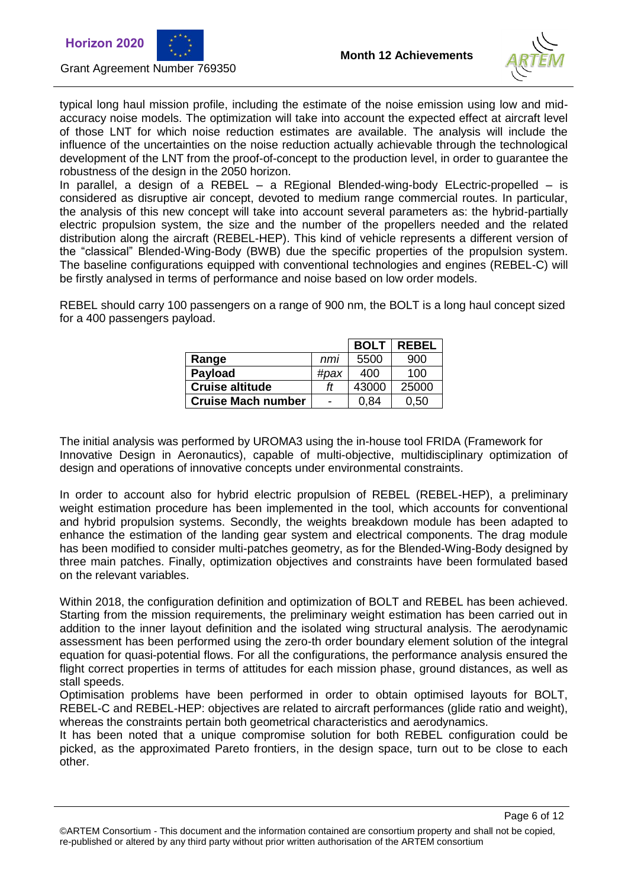typical long haul mission profile, including the estimate of the noise emission using low and mid-accuracy noise models. The optimization will take into account the expected effect at aircraft level of those LNT for which noise reduction estimates are available. The analysis will include the influence of the uncertainties on the noise reduction actually achievable through the technological development of the LNT from the proof-of-concept to the production level, in order to guarantee the robustness of the design in the 2050 horizon.

In parallel, a design of a REBEL – a REgional Blended-wing-body ELectric-propelled – is considered as disruptive air concept, devoted to medium range commercial routes. In particular, the analysis of this new concept will take into account several parameters as: the hybrid-partially electric propulsion system, the size and the number of the propellers needed and the related distribution along the aircraft (REBEL-HEP). This kind of vehicle represents a different version of the "classical" Blended-Wing-Body (BWB) due the specific properties of the propulsion system. The baseline configurations equipped with conventional technologies and engines (REBEL-C) will be firstly analysed in terms of performance and noise based on low order models.

REBEL should carry 100 passengers on a range of 900 nm, the BOLT is a long haul concept sized for a 400 passengers payload.

| | | BOLT | REBEL |
|---|---|---|---|
| **Range** | *nmi* | 5500 | 900 |
| **Payload** | *#pax* | 400 | 100 |
| **Cruise altitude** | *ft* | 43000 | 25000 |
| **Cruise Mach number** | - | 0,84 | 0,50 |

The initial analysis was performed by UROMA3 using the in-house tool FRIDA (Framework for Innovative Design in Aeronautics), capable of multi-objective, multidisciplinary optimization of design and operations of innovative concepts under environmental constraints.

In order to account also for hybrid electric propulsion of REBEL (REBEL-HEP), a preliminary weight estimation procedure has been implemented in the tool, which accounts for conventional and hybrid propulsion systems. Secondly, the weights breakdown module has been adapted to enhance the estimation of the landing gear system and electrical components. The drag module has been modified to consider multi-patches geometry, as for the Blended-Wing-Body designed by three main patches. Finally, optimization objectives and constraints have been formulated based on the relevant variables.

Within 2018, the configuration definition and optimization of BOLT and REBEL has been achieved. Starting from the mission requirements, the preliminary weight estimation has been carried out in addition to the inner layout definition and the isolated wing structural analysis. The aerodynamic assessment has been performed using the zero-th order boundary element solution of the integral equation for quasi-potential flows. For all the configurations, the performance analysis ensured the flight correct properties in terms of attitudes for each mission phase, ground distances, as well as stall speeds.

Optimisation problems have been performed in order to obtain optimised layouts for BOLT, REBEL-C and REBEL-HEP: objectives are related to aircraft performances (glide ratio and weight), whereas the constraints pertain both geometrical characteristics and aerodynamics.

It has been noted that a unique compromise solution for both REBEL configuration could be picked, as the approximated Pareto frontiers, in the design space, turn out to be close to each other.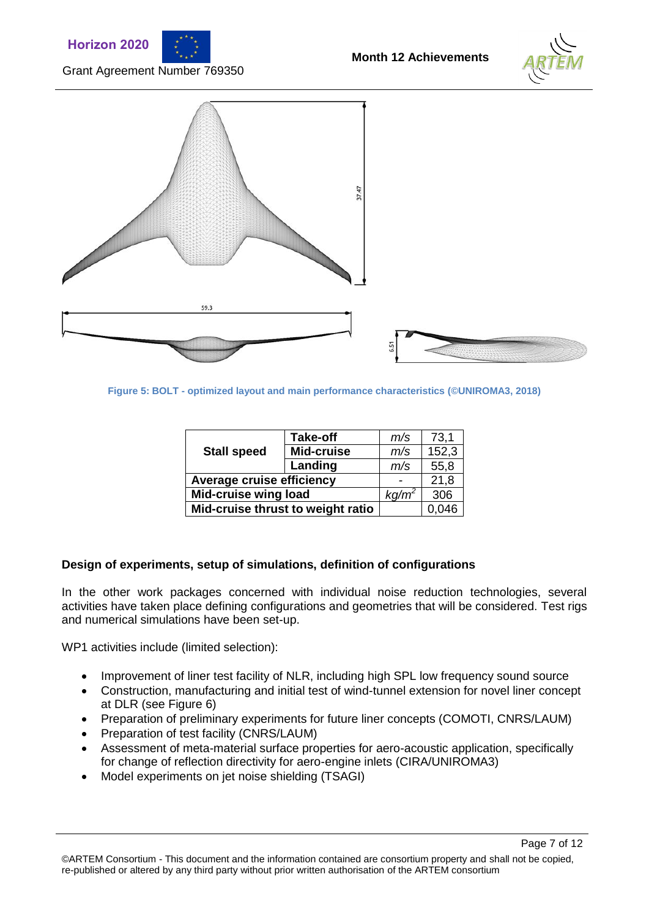Figure 5: BOLT - optimized layout and main performance characteristics (©UNIROMA3, 2018)

| | | | |
|---|---|---|---|
| **Stall speed** | **Take-off** | *m/s* | 73,1 |
| | **Mid-cruise** | *m/s* | 152,3 |
| | **Landing** | *m/s* | 55,8 |
| **Average cruise efficiency** | | - | 21,8 |
| **Mid-cruise wing load** | | *kg/m²* | 306 |
| **Mid-cruise thrust to weight ratio** | | | 0,046 |

### Design of experiments, setup of simulations, definition of configurations

In the other work packages concerned with individual noise reduction technologies, several activities have taken place defining configurations and geometries that will be considered. Test rigs and numerical simulations have been set-up.

WP1 activities include (limited selection):

- Improvement of liner test facility of NLR, including high SPL low frequency sound source
- Construction, manufacturing and initial test of wind-tunnel extension for novel liner concept at DLR (see Figure 6)
- Preparation of preliminary experiments for future liner concepts (COMOTI, CNRS/LAUM)
- Preparation of test facility (CNRS/LAUM)
- Assessment of meta-material surface properties for aero-acoustic application, specifically for change of reflection directivity for aero-engine inlets (CIRA/UNIROMA3)
- Model experiments on jet noise shielding (TSAGI)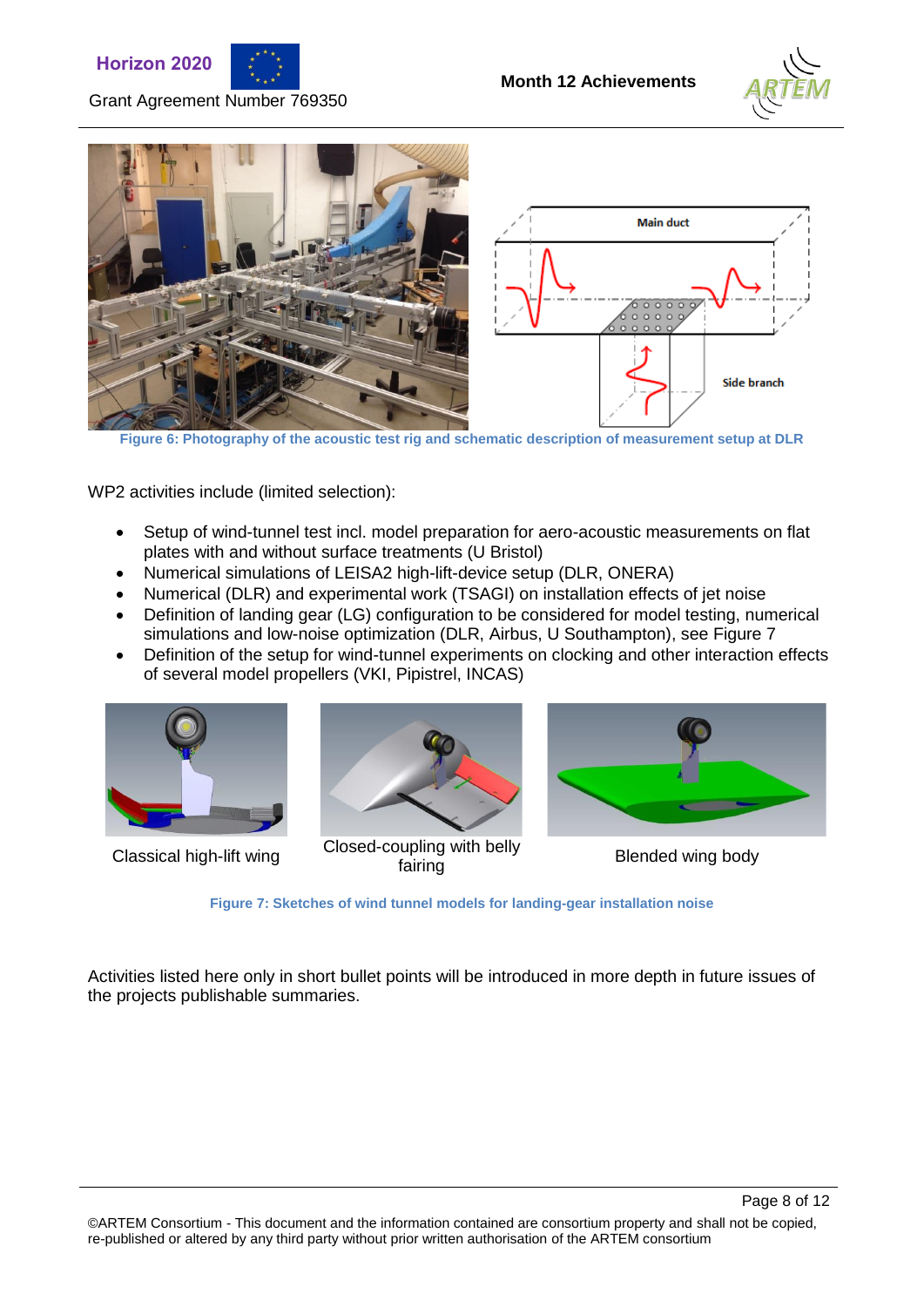Figure 6: Photography of the acoustic test rig and schematic description of measurement setup at DLR

WP2 activities include (limited selection):

- Setup of wind-tunnel test incl. model preparation for aero-acoustic measurements on flat plates with and without surface treatments (U Bristol)
- Numerical simulations of LEISA2 high-lift-device setup (DLR, ONERA)
- Numerical (DLR) and experimental work (TSAGI) on installation effects of jet noise
- Definition of landing gear (LG) configuration to be considered for model testing, numerical simulations and low-noise optimization (DLR, Airbus, U Southampton), see Figure 7
- Definition of the setup for wind-tunnel experiments on clocking and other interaction effects of several model propellers (VKI, Pipistrel, INCAS)

Classical high-lift wing

Closed-coupling with belly fairing

Blended wing body

Figure 7: Sketches of wind tunnel models for landing-gear installation noise

Activities listed here only in short bullet points will be introduced in more depth in future issues of the projects publishable summaries.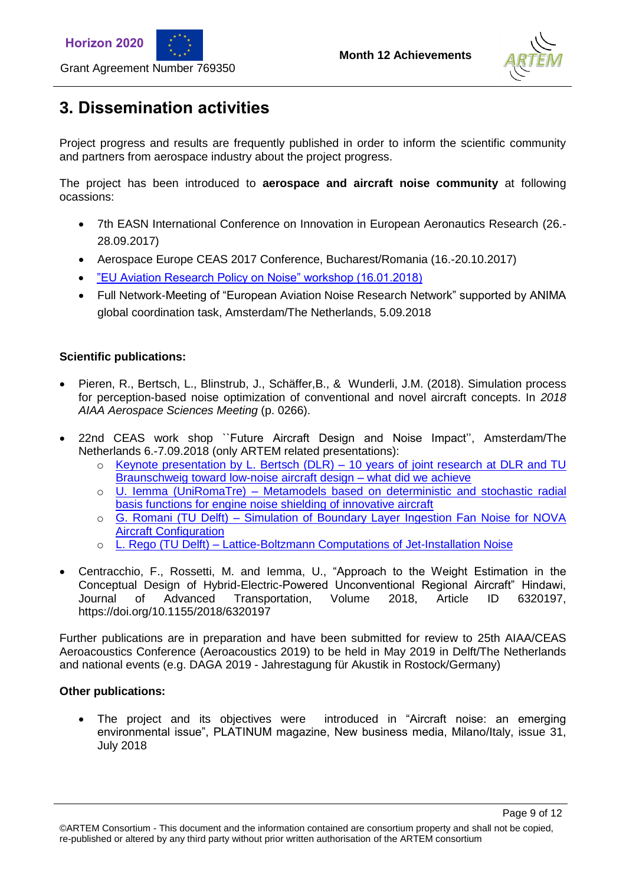# 3. Dissemination activities

Project progress and results are frequently published in order to inform the scientific community and partners from aerospace industry about the project progress.

The project has been introduced to **aerospace and aircraft noise community** at following ocassions:

- 7th EASN International Conference on Innovation in European Aeronautics Research (26.-28.09.2017)
- Aerospace Europe CEAS 2017 Conference, Bucharest/Romania (16.-20.10.2017)
- "EU Aviation Research Policy on Noise" workshop (16.01.2018)
- Full Network-Meeting of "European Aviation Noise Research Network" supported by ANIMA global coordination task, Amsterdam/The Netherlands, 5.09.2018

**Scientific publications:**

- Pieren, R., Bertsch, L., Blinstrub, J., Schäffer,B., & Wunderli, J.M. (2018). Simulation process for perception-based noise optimization of conventional and novel aircraft concepts. In *2018 AIAA Aerospace Sciences Meeting* (p. 0266).
- 22nd CEAS work shop ``Future Aircraft Design and Noise Impact'', Amsterdam/The Netherlands 6.-7.09.2018 (only ARTEM related presentations):
    - Keynote presentation by L. Bertsch (DLR) – 10 years of joint research at DLR and TU Braunschweig toward low-noise aircraft design – what did we achieve
    - U. Iemma (UniRomaTre) – Metamodels based on deterministic and stochastic radial basis functions for engine noise shielding of innovative aircraft
    - G. Romani (TU Delft) – Simulation of Boundary Layer Ingestion Fan Noise for NOVA Aircraft Configuration
    - L. Rego (TU Delft) – Lattice-Boltzmann Computations of Jet-Installation Noise
- Centracchio, F., Rossetti, M. and Iemma, U., "Approach to the Weight Estimation in the Conceptual Design of Hybrid-Electric-Powered Unconventional Regional Aircraft" Hindawi, Journal of Advanced Transportation, Volume 2018, Article ID 6320197, https://doi.org/10.1155/2018/6320197

Further publications are in preparation and have been submitted for review to 25th AIAA/CEAS Aeroacoustics Conference (Aeroacoustics 2019) to be held in May 2019 in Delft/The Netherlands and national events (e.g. DAGA 2019 - Jahrestagung für Akustik in Rostock/Germany)

**Other publications:**

- The project and its objectives were introduced in "Aircraft noise: an emerging environmental issue", PLATINUM magazine, New business media, Milano/Italy, issue 31, July 2018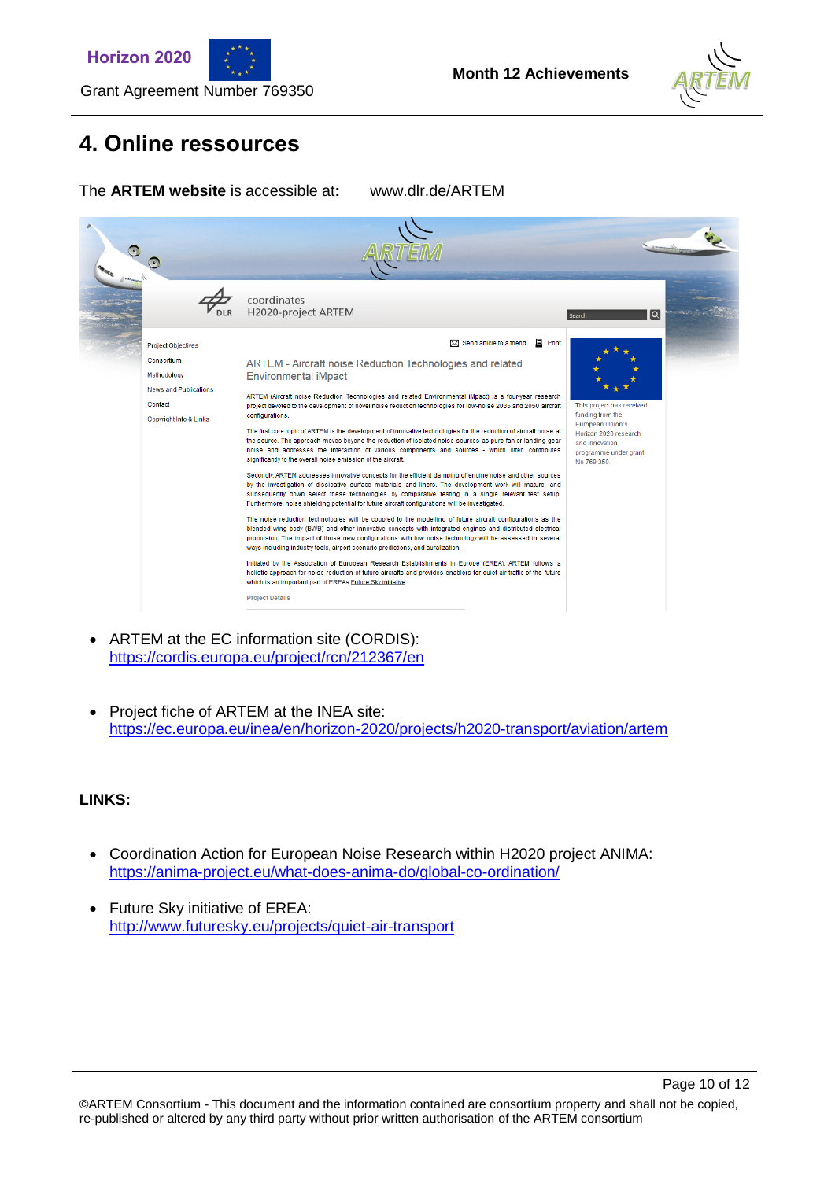# 4. Online ressources

The **ARTEM website** is accessible at**:**    www.dlr.de/ARTEM

- ARTEM at the EC information site (CORDIS): https://cordis.europa.eu/project/rcn/212367/en

- Project fiche of ARTEM at the INEA site: https://ec.europa.eu/inea/en/horizon-2020/projects/h2020-transport/aviation/artem

**LINKS:**

- Coordination Action for European Noise Research within H2020 project ANIMA: https://anima-project.eu/what-does-anima-do/global-co-ordination/

- Future Sky initiative of EREA: http://www.futuresky.eu/projects/quiet-air-transport

©ARTEM Consortium - This document and the information contained are consortium property and shall not be copied, re-published or altered by any third party without prior written authorisation of the ARTEM consortium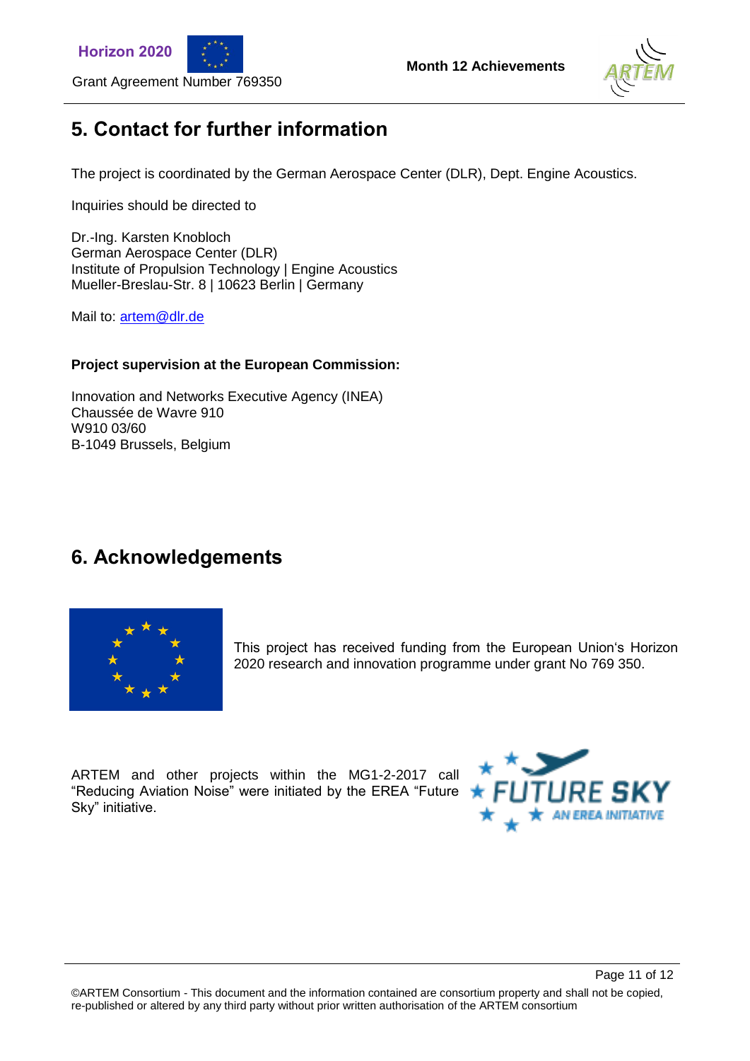## 5. Contact for further information

The project is coordinated by the German Aerospace Center (DLR), Dept. Engine Acoustics.

Inquiries should be directed to

Dr.-Ing. Karsten Knobloch
German Aerospace Center (DLR)
Institute of Propulsion Technology | Engine Acoustics
Mueller-Breslau-Str. 8 | 10623 Berlin | Germany

Mail to: artem@dlr.de

**Project supervision at the European Commission:**

Innovation and Networks Executive Agency (INEA)
Chaussée de Wavre 910
W910 03/60
B-1049 Brussels, Belgium

## 6. Acknowledgements

This project has received funding from the European Union's Horizon 2020 research and innovation programme under grant No 769 350.

ARTEM and other projects within the MG1-2-2017 call "Reducing Aviation Noise" were initiated by the EREA "Future Sky" initiative.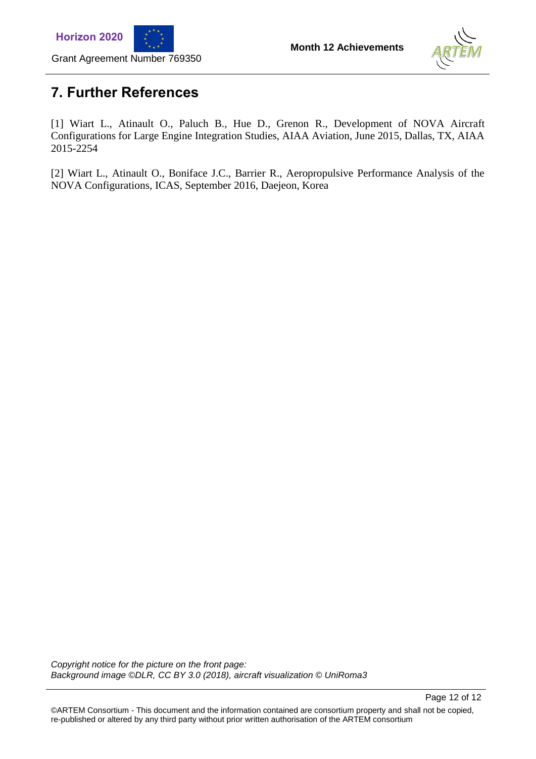# 7. Further References

[1] Wiart L., Atinault O., Paluch B., Hue D., Grenon R., Development of NOVA Aircraft Configurations for Large Engine Integration Studies, AIAA Aviation, June 2015, Dallas, TX, AIAA 2015-2254

[2] Wiart L., Atinault O., Boniface J.C., Barrier R., Aeropropulsive Performance Analysis of the NOVA Configurations, ICAS, September 2016, Daejeon, Korea

*Copyright notice for the picture on the front page:*
*Background image ©DLR, CC BY 3.0 (2018), aircraft visualization © UniRoma3*